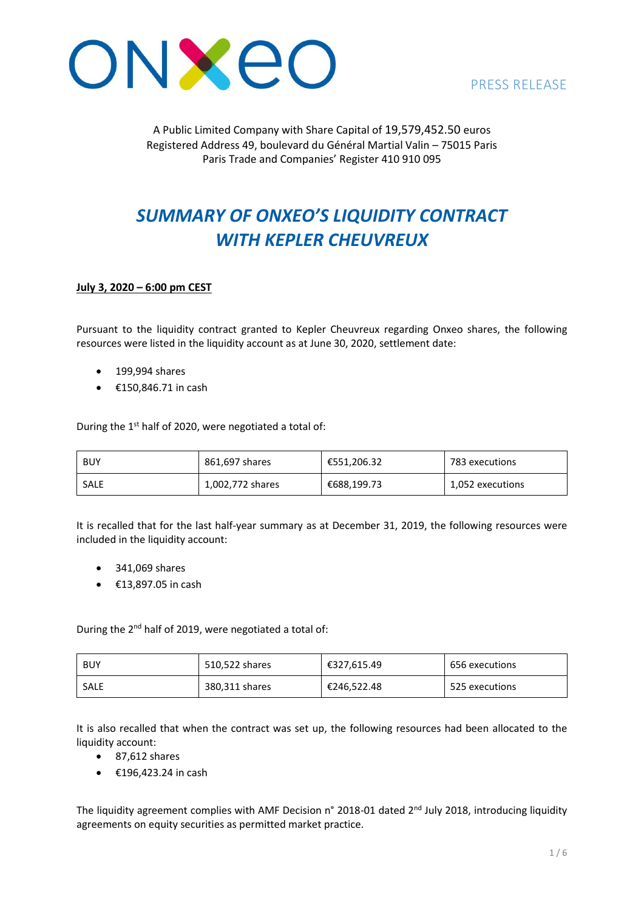ONXEO

PRESS RELEASE

A Public Limited Company with Share Capital of 19,579,452.50 euros
Registered Address 49, boulevard du Général Martial Valin – 75015 Paris
Paris Trade and Companies' Register 410 910 095

# *SUMMARY OF ONXEO'S LIQUIDITY CONTRACT WITH KEPLER CHEUVREUX*

**July 3, 2020 – 6:00 pm CEST**

Pursuant to the liquidity contract granted to Kepler Cheuvreux regarding Onxeo shares, the following resources were listed in the liquidity account as at June 30, 2020, settlement date:

- 199,994 shares
- €150,846.71 in cash

During the 1st half of 2020, were negotiated a total of:

| | | | |
|---|---|---|---|
| BUY | 861,697 shares | €551,206.32 | 783 executions |
| SALE | 1,002,772 shares | €688,199.73 | 1,052 executions |

It is recalled that for the last half-year summary as at December 31, 2019, the following resources were included in the liquidity account:

- 341,069 shares
- €13,897.05 in cash

During the 2nd half of 2019, were negotiated a total of:

| | | | |
|---|---|---|---|
| BUY | 510,522 shares | €327,615.49 | 656 executions |
| SALE | 380,311 shares | €246,522.48 | 525 executions |

It is also recalled that when the contract was set up, the following resources had been allocated to the liquidity account:

- 87,612 shares
- €196,423.24 in cash

The liquidity agreement complies with AMF Decision n° 2018-01 dated 2nd July 2018, introducing liquidity agreements on equity securities as permitted market practice.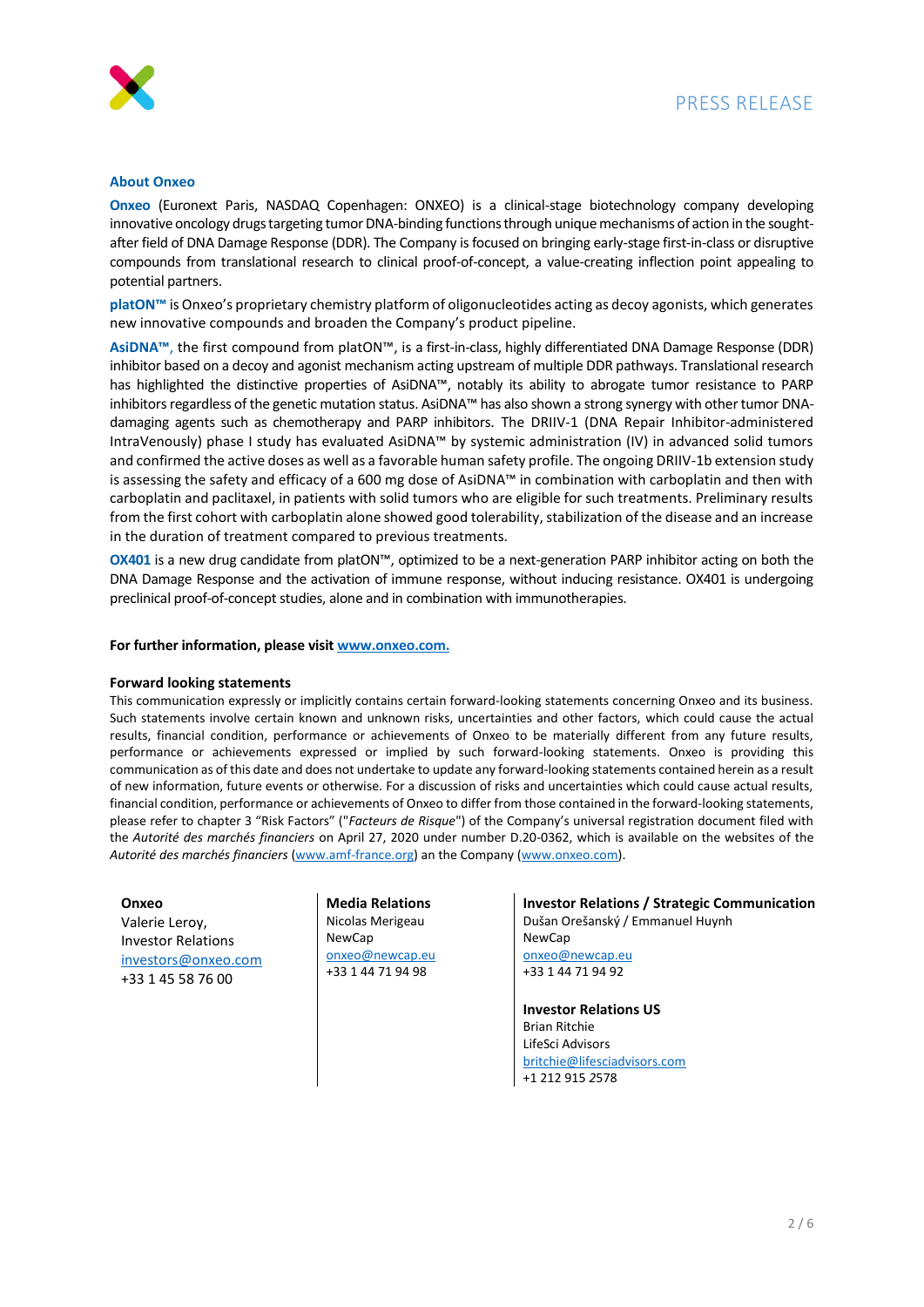### About Onxeo

**Onxeo** (Euronext Paris, NASDAQ Copenhagen: ONXEO) is a clinical-stage biotechnology company developing innovative oncology drugs targeting tumor DNA-binding functions through unique mechanisms of action in the sought-after field of DNA Damage Response (DDR). The Company is focused on bringing early-stage first-in-class or disruptive compounds from translational research to clinical proof-of-concept, a value-creating inflection point appealing to potential partners.

**platON™** is Onxeo's proprietary chemistry platform of oligonucleotides acting as decoy agonists, which generates new innovative compounds and broaden the Company's product pipeline.

**AsiDNA™**, the first compound from platON™, is a first-in-class, highly differentiated DNA Damage Response (DDR) inhibitor based on a decoy and agonist mechanism acting upstream of multiple DDR pathways. Translational research has highlighted the distinctive properties of AsiDNA™, notably its ability to abrogate tumor resistance to PARP inhibitors regardless of the genetic mutation status. AsiDNA™ has also shown a strong synergy with other tumor DNA-damaging agents such as chemotherapy and PARP inhibitors. The DRIIV-1 (DNA Repair Inhibitor-administered IntraVenously) phase I study has evaluated AsiDNA™ by systemic administration (IV) in advanced solid tumors and confirmed the active doses as well as a favorable human safety profile. The ongoing DRIIV-1b extension study is assessing the safety and efficacy of a 600 mg dose of AsiDNA™ in combination with carboplatin and then with carboplatin and paclitaxel, in patients with solid tumors who are eligible for such treatments. Preliminary results from the first cohort with carboplatin alone showed good tolerability, stabilization of the disease and an increase in the duration of treatment compared to previous treatments.

**OX401** is a new drug candidate from platON™, optimized to be a next-generation PARP inhibitor acting on both the DNA Damage Response and the activation of immune response, without inducing resistance. OX401 is undergoing preclinical proof-of-concept studies, alone and in combination with immunotherapies.

**For further information, please visit www.onxeo.com.**

**Forward looking statements**

This communication expressly or implicitly contains certain forward-looking statements concerning Onxeo and its business. Such statements involve certain known and unknown risks, uncertainties and other factors, which could cause the actual results, financial condition, performance or achievements of Onxeo to be materially different from any future results, performance or achievements expressed or implied by such forward-looking statements. Onxeo is providing this communication as of this date and does not undertake to update any forward-looking statements contained herein as a result of new information, future events or otherwise. For a discussion of risks and uncertainties which could cause actual results, financial condition, performance or achievements of Onxeo to differ from those contained in the forward-looking statements, please refer to chapter 3 "Risk Factors" ("*Facteurs de Risque*") of the Company's universal registration document filed with the *Autorité des marchés financiers* on April 27, 2020 under number D.20-0362, which is available on the websites of the *Autorité des marchés financiers* (www.amf-france.org) an the Company (www.onxeo.com).

**Onxeo**
Valerie Leroy,
Investor Relations
investors@onxeo.com
+33 1 45 58 76 00

**Media Relations**
Nicolas Merigeau
NewCap
onxeo@newcap.eu
+33 1 44 71 94 98

**Investor Relations / Strategic Communication**
Dušan Orešanský / Emmanuel Huynh
NewCap
onxeo@newcap.eu
+33 1 44 71 94 92

**Investor Relations US**
Brian Ritchie
LifeSci Advisors
britchie@lifesciadvisors.com
+1 212 915 2578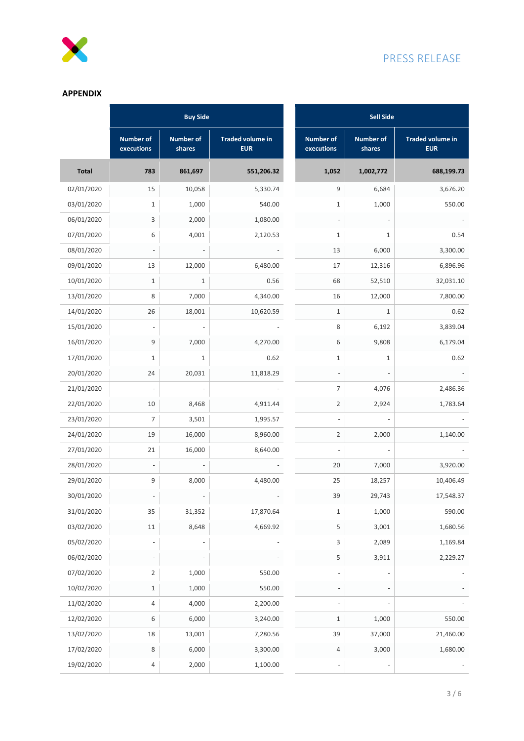## APPENDIX

| | Buy Side | | | Sell Side | | |
|---|---|---|---|---|---|---|
| | Number of executions | Number of shares | Traded volume in EUR | Number of executions | Number of shares | Traded volume in EUR |
| **Total** | **783** | **861,697** | **551,206.32** | **1,052** | **1,002,772** | **688,199.73** |
| 02/01/2020 | 15 | 10,058 | 5,330.74 | 9 | 6,684 | 3,676.20 |
| 03/01/2020 | 1 | 1,000 | 540.00 | 1 | 1,000 | 550.00 |
| 06/01/2020 | 3 | 2,000 | 1,080.00 | - | - | - |
| 07/01/2020 | 6 | 4,001 | 2,120.53 | 1 | 1 | 0.54 |
| 08/01/2020 | - | - | - | 13 | 6,000 | 3,300.00 |
| 09/01/2020 | 13 | 12,000 | 6,480.00 | 17 | 12,316 | 6,896.96 |
| 10/01/2020 | 1 | 1 | 0.56 | 68 | 52,510 | 32,031.10 |
| 13/01/2020 | 8 | 7,000 | 4,340.00 | 16 | 12,000 | 7,800.00 |
| 14/01/2020 | 26 | 18,001 | 10,620.59 | 1 | 1 | 0.62 |
| 15/01/2020 | - | - | - | 8 | 6,192 | 3,839.04 |
| 16/01/2020 | 9 | 7,000 | 4,270.00 | 6 | 9,808 | 6,179.04 |
| 17/01/2020 | 1 | 1 | 0.62 | 1 | 1 | 0.62 |
| 20/01/2020 | 24 | 20,031 | 11,818.29 | - | - | - |
| 21/01/2020 | - | - | - | 7 | 4,076 | 2,486.36 |
| 22/01/2020 | 10 | 8,468 | 4,911.44 | 2 | 2,924 | 1,783.64 |
| 23/01/2020 | 7 | 3,501 | 1,995.57 | - | - | - |
| 24/01/2020 | 19 | 16,000 | 8,960.00 | 2 | 2,000 | 1,140.00 |
| 27/01/2020 | 21 | 16,000 | 8,640.00 | - | - | - |
| 28/01/2020 | - | - | - | 20 | 7,000 | 3,920.00 |
| 29/01/2020 | 9 | 8,000 | 4,480.00 | 25 | 18,257 | 10,406.49 |
| 30/01/2020 | - | - | - | 39 | 29,743 | 17,548.37 |
| 31/01/2020 | 35 | 31,352 | 17,870.64 | 1 | 1,000 | 590.00 |
| 03/02/2020 | 11 | 8,648 | 4,669.92 | 5 | 3,001 | 1,680.56 |
| 05/02/2020 | - | - | - | 3 | 2,089 | 1,169.84 |
| 06/02/2020 | - | - | - | 5 | 3,911 | 2,229.27 |
| 07/02/2020 | 2 | 1,000 | 550.00 | - | - | - |
| 10/02/2020 | 1 | 1,000 | 550.00 | - | - | - |
| 11/02/2020 | 4 | 4,000 | 2,200.00 | - | - | - |
| 12/02/2020 | 6 | 6,000 | 3,240.00 | 1 | 1,000 | 550.00 |
| 13/02/2020 | 18 | 13,001 | 7,280.56 | 39 | 37,000 | 21,460.00 |
| 17/02/2020 | 8 | 6,000 | 3,300.00 | 4 | 3,000 | 1,680.00 |
| 19/02/2020 | 4 | 2,000 | 1,100.00 | - | - | - |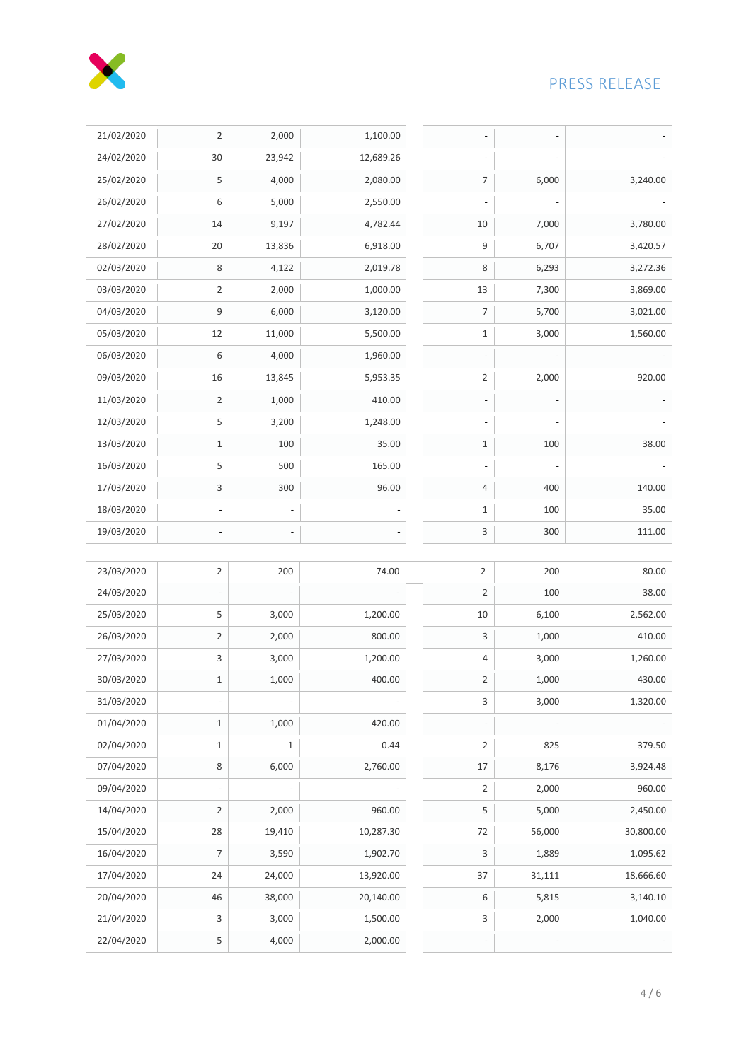| | | | | | | |
|---|---|---|---|---|---|---|
| 21/02/2020 | 2 | 2,000 | 1,100.00 | - | - | - |
| 24/02/2020 | 30 | 23,942 | 12,689.26 | - | - | - |
| 25/02/2020 | 5 | 4,000 | 2,080.00 | 7 | 6,000 | 3,240.00 |
| 26/02/2020 | 6 | 5,000 | 2,550.00 | - | - | - |
| 27/02/2020 | 14 | 9,197 | 4,782.44 | 10 | 7,000 | 3,780.00 |
| 28/02/2020 | 20 | 13,836 | 6,918.00 | 9 | 6,707 | 3,420.57 |
| 02/03/2020 | 8 | 4,122 | 2,019.78 | 8 | 6,293 | 3,272.36 |
| 03/03/2020 | 2 | 2,000 | 1,000.00 | 13 | 7,300 | 3,869.00 |
| 04/03/2020 | 9 | 6,000 | 3,120.00 | 7 | 5,700 | 3,021.00 |
| 05/03/2020 | 12 | 11,000 | 5,500.00 | 1 | 3,000 | 1,560.00 |
| 06/03/2020 | 6 | 4,000 | 1,960.00 | - | - | - |
| 09/03/2020 | 16 | 13,845 | 5,953.35 | 2 | 2,000 | 920.00 |
| 11/03/2020 | 2 | 1,000 | 410.00 | - | - | - |
| 12/03/2020 | 5 | 3,200 | 1,248.00 | - | - | - |
| 13/03/2020 | 1 | 100 | 35.00 | 1 | 100 | 38.00 |
| 16/03/2020 | 5 | 500 | 165.00 | - | - | - |
| 17/03/2020 | 3 | 300 | 96.00 | 4 | 400 | 140.00 |
| 18/03/2020 | - | - | - | 1 | 100 | 35.00 |
| 19/03/2020 | - | - | - | 3 | 300 | 111.00 |
| 23/03/2020 | 2 | 200 | 74.00 | 2 | 200 | 80.00 |
| 24/03/2020 | - | - | - | 2 | 100 | 38.00 |
| 25/03/2020 | 5 | 3,000 | 1,200.00 | 10 | 6,100 | 2,562.00 |
| 26/03/2020 | 2 | 2,000 | 800.00 | 3 | 1,000 | 410.00 |
| 27/03/2020 | 3 | 3,000 | 1,200.00 | 4 | 3,000 | 1,260.00 |
| 30/03/2020 | 1 | 1,000 | 400.00 | 2 | 1,000 | 430.00 |
| 31/03/2020 | - | - | - | 3 | 3,000 | 1,320.00 |
| 01/04/2020 | 1 | 1,000 | 420.00 | - | - | - |
| 02/04/2020 | 1 | 1 | 0.44 | 2 | 825 | 379.50 |
| 07/04/2020 | 8 | 6,000 | 2,760.00 | 17 | 8,176 | 3,924.48 |
| 09/04/2020 | - | - | - | 2 | 2,000 | 960.00 |
| 14/04/2020 | 2 | 2,000 | 960.00 | 5 | 5,000 | 2,450.00 |
| 15/04/2020 | 28 | 19,410 | 10,287.30 | 72 | 56,000 | 30,800.00 |
| 16/04/2020 | 7 | 3,590 | 1,902.70 | 3 | 1,889 | 1,095.62 |
| 17/04/2020 | 24 | 24,000 | 13,920.00 | 37 | 31,111 | 18,666.60 |
| 20/04/2020 | 46 | 38,000 | 20,140.00 | 6 | 5,815 | 3,140.10 |
| 21/04/2020 | 3 | 3,000 | 1,500.00 | 3 | 2,000 | 1,040.00 |
| 22/04/2020 | 5 | 4,000 | 2,000.00 | - | - | - |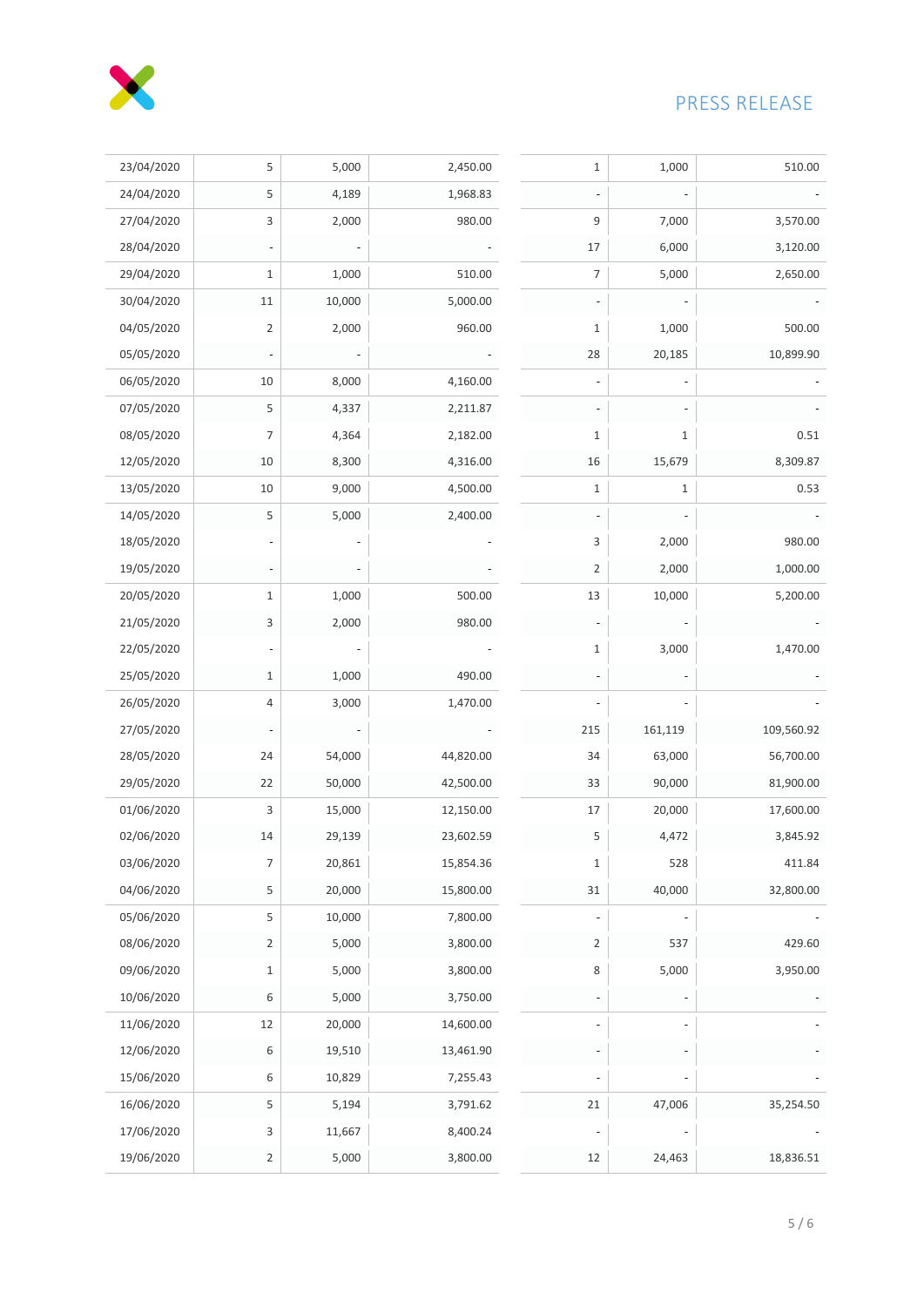PRESS RELEASE

| | | | | | | |
|---|---|---|---|---|---|---|
| 23/04/2020 | 5 | 5,000 | 2,450.00 | 1 | 1,000 | 510.00 |
| 24/04/2020 | 5 | 4,189 | 1,968.83 | - | - | - |
| 27/04/2020 | 3 | 2,000 | 980.00 | 9 | 7,000 | 3,570.00 |
| 28/04/2020 | - | - | - | 17 | 6,000 | 3,120.00 |
| 29/04/2020 | 1 | 1,000 | 510.00 | 7 | 5,000 | 2,650.00 |
| 30/04/2020 | 11 | 10,000 | 5,000.00 | - | - | - |
| 04/05/2020 | 2 | 2,000 | 960.00 | 1 | 1,000 | 500.00 |
| 05/05/2020 | - | - | - | 28 | 20,185 | 10,899.90 |
| 06/05/2020 | 10 | 8,000 | 4,160.00 | - | - | - |
| 07/05/2020 | 5 | 4,337 | 2,211.87 | - | - | - |
| 08/05/2020 | 7 | 4,364 | 2,182.00 | 1 | 1 | 0.51 |
| 12/05/2020 | 10 | 8,300 | 4,316.00 | 16 | 15,679 | 8,309.87 |
| 13/05/2020 | 10 | 9,000 | 4,500.00 | 1 | 1 | 0.53 |
| 14/05/2020 | 5 | 5,000 | 2,400.00 | - | - | - |
| 18/05/2020 | - | - | - | 3 | 2,000 | 980.00 |
| 19/05/2020 | - | - | - | 2 | 2,000 | 1,000.00 |
| 20/05/2020 | 1 | 1,000 | 500.00 | 13 | 10,000 | 5,200.00 |
| 21/05/2020 | 3 | 2,000 | 980.00 | - | - | - |
| 22/05/2020 | - | - | - | 1 | 3,000 | 1,470.00 |
| 25/05/2020 | 1 | 1,000 | 490.00 | - | - | - |
| 26/05/2020 | 4 | 3,000 | 1,470.00 | - | - | - |
| 27/05/2020 | - | - | - | 215 | 161,119 | 109,560.92 |
| 28/05/2020 | 24 | 54,000 | 44,820.00 | 34 | 63,000 | 56,700.00 |
| 29/05/2020 | 22 | 50,000 | 42,500.00 | 33 | 90,000 | 81,900.00 |
| 01/06/2020 | 3 | 15,000 | 12,150.00 | 17 | 20,000 | 17,600.00 |
| 02/06/2020 | 14 | 29,139 | 23,602.59 | 5 | 4,472 | 3,845.92 |
| 03/06/2020 | 7 | 20,861 | 15,854.36 | 1 | 528 | 411.84 |
| 04/06/2020 | 5 | 20,000 | 15,800.00 | 31 | 40,000 | 32,800.00 |
| 05/06/2020 | 5 | 10,000 | 7,800.00 | - | - | - |
| 08/06/2020 | 2 | 5,000 | 3,800.00 | 2 | 537 | 429.60 |
| 09/06/2020 | 1 | 5,000 | 3,800.00 | 8 | 5,000 | 3,950.00 |
| 10/06/2020 | 6 | 5,000 | 3,750.00 | - | - | - |
| 11/06/2020 | 12 | 20,000 | 14,600.00 | - | - | - |
| 12/06/2020 | 6 | 19,510 | 13,461.90 | - | - | - |
| 15/06/2020 | 6 | 10,829 | 7,255.43 | - | - | - |
| 16/06/2020 | 5 | 5,194 | 3,791.62 | 21 | 47,006 | 35,254.50 |
| 17/06/2020 | 3 | 11,667 | 8,400.24 | - | - | - |
| 19/06/2020 | 2 | 5,000 | 3,800.00 | 12 | 24,463 | 18,836.51 |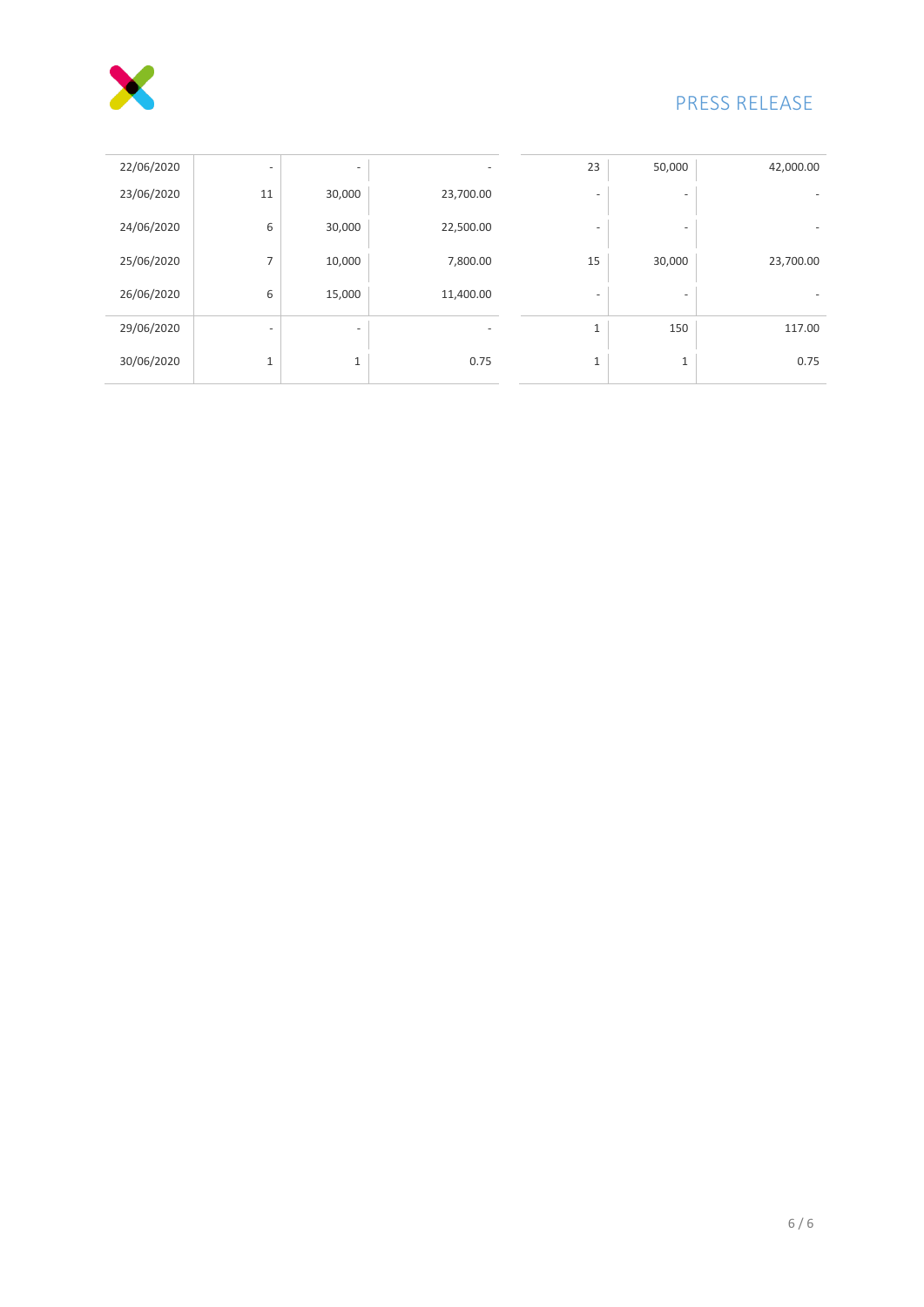| | | | | | | |
|---|---|---|---|---|---|---|
| 22/06/2020 | - | - | - | 23 | 50,000 | 42,000.00 |
| 23/06/2020 | 11 | 30,000 | 23,700.00 | - | - | - |
| 24/06/2020 | 6 | 30,000 | 22,500.00 | - | - | - |
| 25/06/2020 | 7 | 10,000 | 7,800.00 | 15 | 30,000 | 23,700.00 |
| 26/06/2020 | 6 | 15,000 | 11,400.00 | - | - | - |
| 29/06/2020 | - | - | - | 1 | 150 | 117.00 |
| 30/06/2020 | 1 | 1 | 0.75 | 1 | 1 | 0.75 |